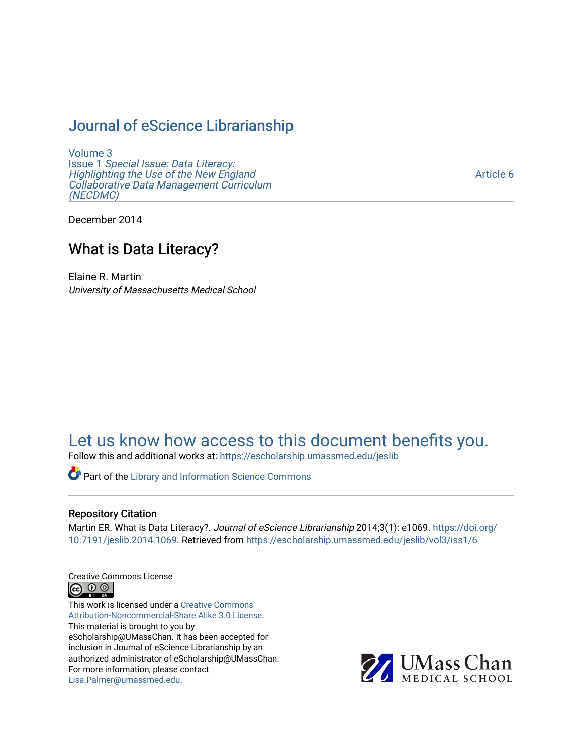# Journal of eScience Librarianship

Volume 3
Issue 1 *Special Issue: Data Literacy: Highlighting the Use of the New England Collaborative Data Management Curriculum (NECDMC)*

Article 6

December 2014

## What is Data Literacy?

Elaine R. Martin
*University of Massachusetts Medical School*

Let us know how access to this document benefits you.

Follow this and additional works at: https://escholarship.umassmed.edu/jeslib

Part of the Library and Information Science Commons

### Repository Citation

Martin ER. What is Data Literacy?. *Journal of eScience Librarianship* 2014;3(1): e1069. https://doi.org/10.7191/jeslib.2014.1069. Retrieved from https://escholarship.umassmed.edu/jeslib/vol3/iss1/6

Creative Commons License

This work is licensed under a Creative Commons Attribution-Noncommercial-Share Alike 3.0 License.
This material is brought to you by eScholarship@UMassChan. It has been accepted for inclusion in Journal of eScience Librarianship by an authorized administrator of eScholarship@UMassChan. For more information, please contact Lisa.Palmer@umassmed.edu.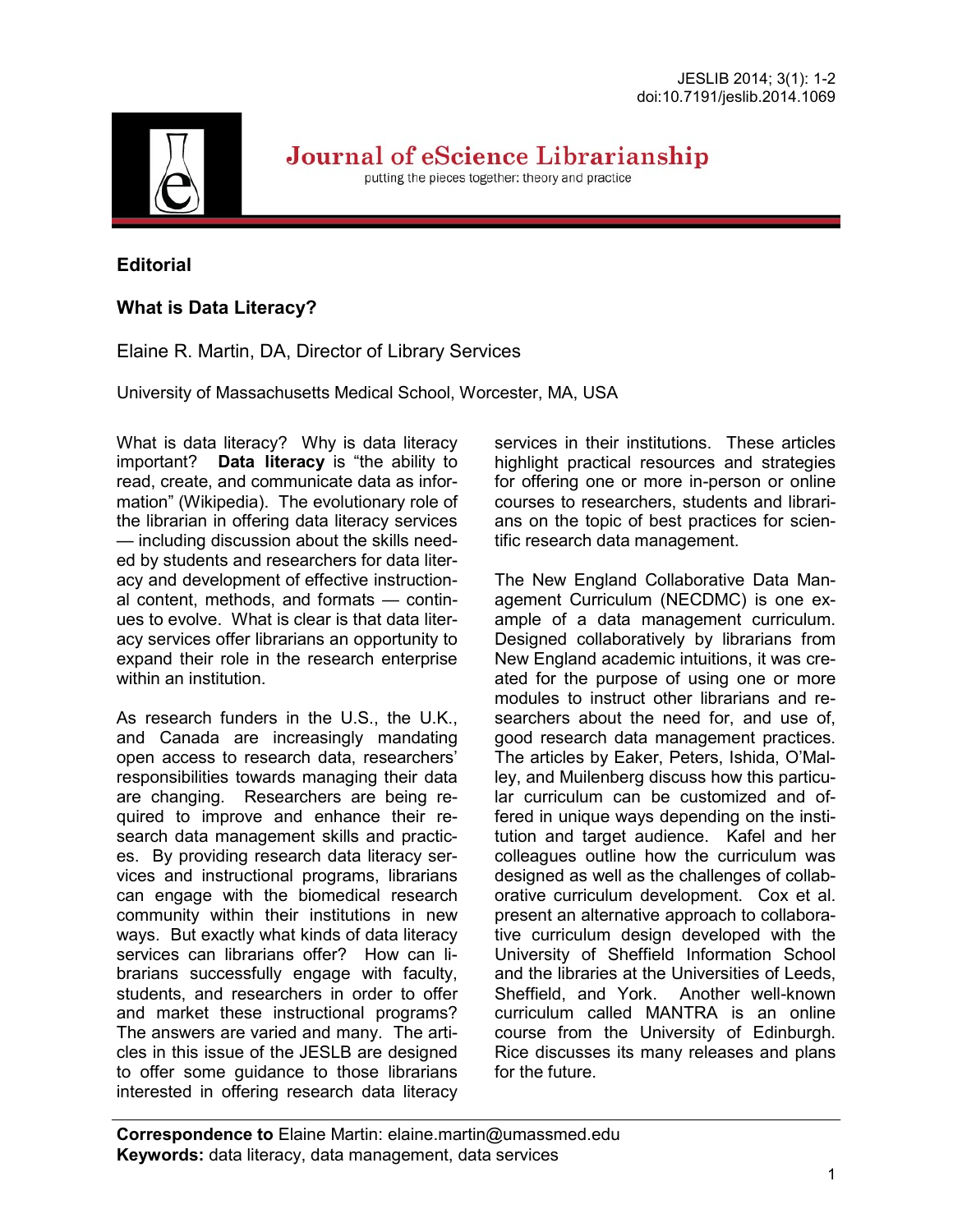Editorial

# What is Data Literacy?

Elaine R. Martin, DA, Director of Library Services

University of Massachusetts Medical School, Worcester, MA, USA

What is data literacy? Why is data literacy important? **Data literacy** is "the ability to read, create, and communicate data as information" (Wikipedia). The evolutionary role of the librarian in offering data literacy services — including discussion about the skills needed by students and researchers for data literacy and development of effective instructional content, methods, and formats — continues to evolve. What is clear is that data literacy services offer librarians an opportunity to expand their role in the research enterprise within an institution.

As research funders in the U.S., the U.K., and Canada are increasingly mandating open access to research data, researchers' responsibilities towards managing their data are changing. Researchers are being required to improve and enhance their research data management skills and practices. By providing research data literacy services and instructional programs, librarians can engage with the biomedical research community within their institutions in new ways. But exactly what kinds of data literacy services can librarians offer? How can librarians successfully engage with faculty, students, and researchers in order to offer and market these instructional programs? The answers are varied and many. The articles in this issue of the JESLB are designed to offer some guidance to those librarians interested in offering research data literacy services in their institutions. These articles highlight practical resources and strategies for offering one or more in-person or online courses to researchers, students and librarians on the topic of best practices for scientific research data management.

The New England Collaborative Data Management Curriculum (NECDMC) is one example of a data management curriculum. Designed collaboratively by librarians from New England academic intuitions, it was created for the purpose of using one or more modules to instruct other librarians and researchers about the need for, and use of, good research data management practices. The articles by Eaker, Peters, Ishida, O'Malley, and Muilenberg discuss how this particular curriculum can be customized and offered in unique ways depending on the institution and target audience. Kafel and her colleagues outline how the curriculum was designed as well as the challenges of collaborative curriculum development. Cox et al. present an alternative approach to collaborative curriculum design developed with the University of Sheffield Information School and the libraries at the Universities of Leeds, Sheffield, and York. Another well-known curriculum called MANTRA is an online course from the University of Edinburgh. Rice discusses its many releases and plans for the future.

**Correspondence to** Elaine Martin: elaine.martin@umassmed.edu
**Keywords:** data literacy, data management, data services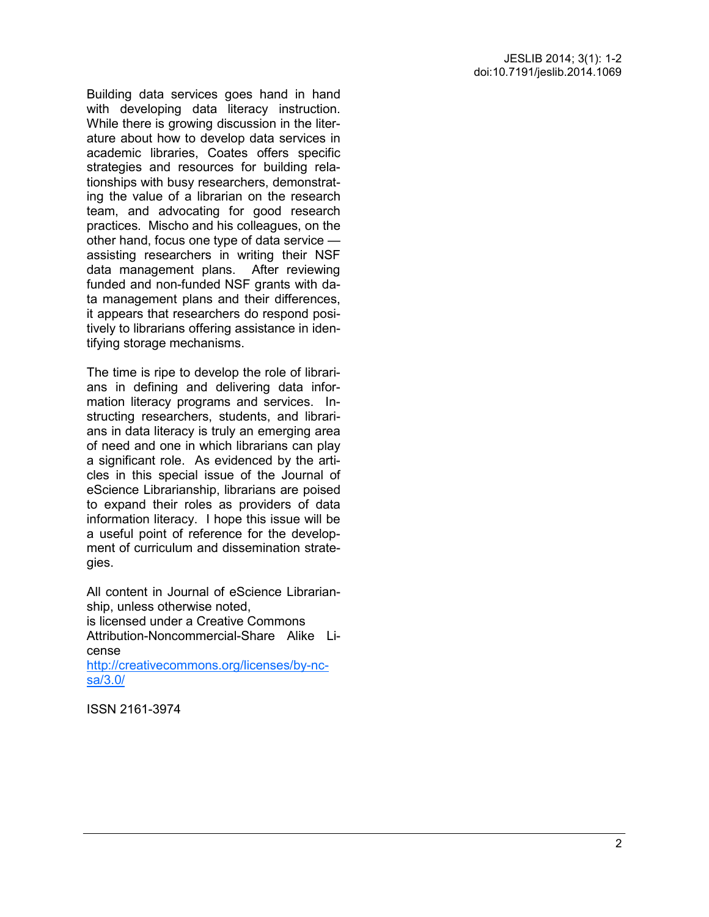Building data services goes hand in hand with developing data literacy instruction. While there is growing discussion in the literature about how to develop data services in academic libraries, Coates offers specific strategies and resources for building relationships with busy researchers, demonstrating the value of a librarian on the research team, and advocating for good research practices. Mischo and his colleagues, on the other hand, focus one type of data service — assisting researchers in writing their NSF data management plans. After reviewing funded and non-funded NSF grants with data management plans and their differences, it appears that researchers do respond positively to librarians offering assistance in identifying storage mechanisms.

The time is ripe to develop the role of librarians in defining and delivering data information literacy programs and services. Instructing researchers, students, and librarians in data literacy is truly an emerging area of need and one in which librarians can play a significant role. As evidenced by the articles in this special issue of the Journal of eScience Librarianship, librarians are poised to expand their roles as providers of data information literacy. I hope this issue will be a useful point of reference for the development of curriculum and dissemination strategies.

All content in Journal of eScience Librarianship, unless otherwise noted,
is licensed under a Creative Commons Attribution-Noncommercial-Share Alike License
http://creativecommons.org/licenses/by-nc-sa/3.0/

ISSN 2161-3974